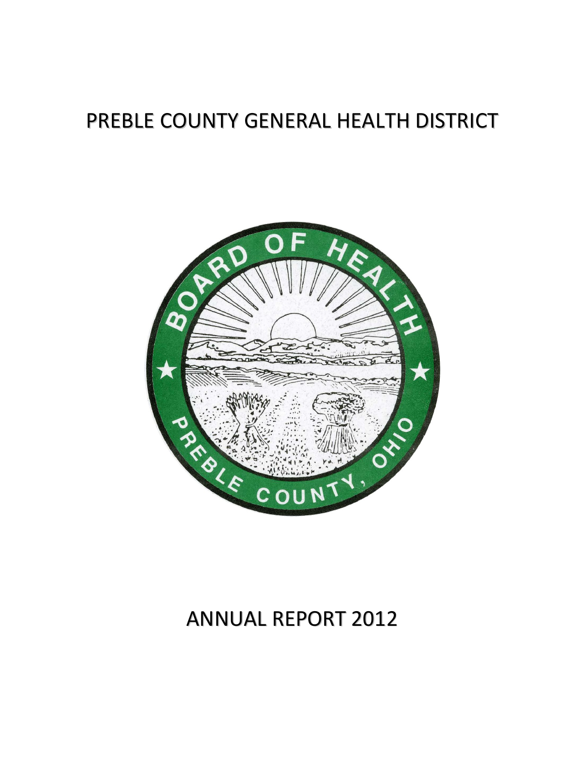# PREBLE COUNTY GENERAL HEALTH DISTRICT

# ANNUAL REPORT 2012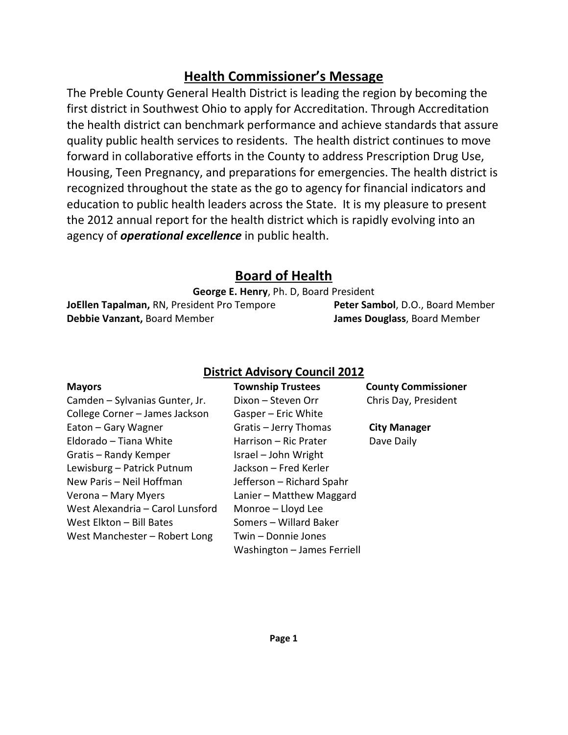## Health Commissioner's Message

The Preble County General Health District is leading the region by becoming the first district in Southwest Ohio to apply for Accreditation. Through Accreditation the health district can benchmark performance and achieve standards that assure quality public health services to residents. The health district continues to move forward in collaborative efforts in the County to address Prescription Drug Use, Housing, Teen Pregnancy, and preparations for emergencies. The health district is recognized throughout the state as the go to agency for financial indicators and education to public health leaders across the State. It is my pleasure to present the 2012 annual report for the health district which is rapidly evolving into an agency of ***operational excellence*** in public health.

## Board of Health

**George E. Henry**, Ph. D, Board President

**JoEllen Tapalman,** RN, President Pro Tempore

**Peter Sambol**, D.O., Board Member

**Debbie Vanzant,** Board Member

**James Douglass**, Board Member

### District Advisory Council 2012

**Mayors**

- Camden – Sylvanias Gunter, Jr.
- College Corner – James Jackson
- Eaton – Gary Wagner
- Eldorado – Tiana White
- Gratis – Randy Kemper
- Lewisburg – Patrick Putnum
- New Paris – Neil Hoffman
- Verona – Mary Myers
- West Alexandria – Carol Lunsford
- West Elkton – Bill Bates
- West Manchester – Robert Long

**Township Trustees**

- Dixon – Steven Orr
- Gasper – Eric White
- Gratis – Jerry Thomas
- Harrison – Ric Prater
- Israel – John Wright
- Jackson – Fred Kerler
- Jefferson – Richard Spahr
- Lanier – Matthew Maggard
- Monroe – Lloyd Lee
- Somers – Willard Baker
- Twin – Donnie Jones
- Washington – James Ferriell

**County Commissioner**

Chris Day, President

**City Manager**

Dave Daily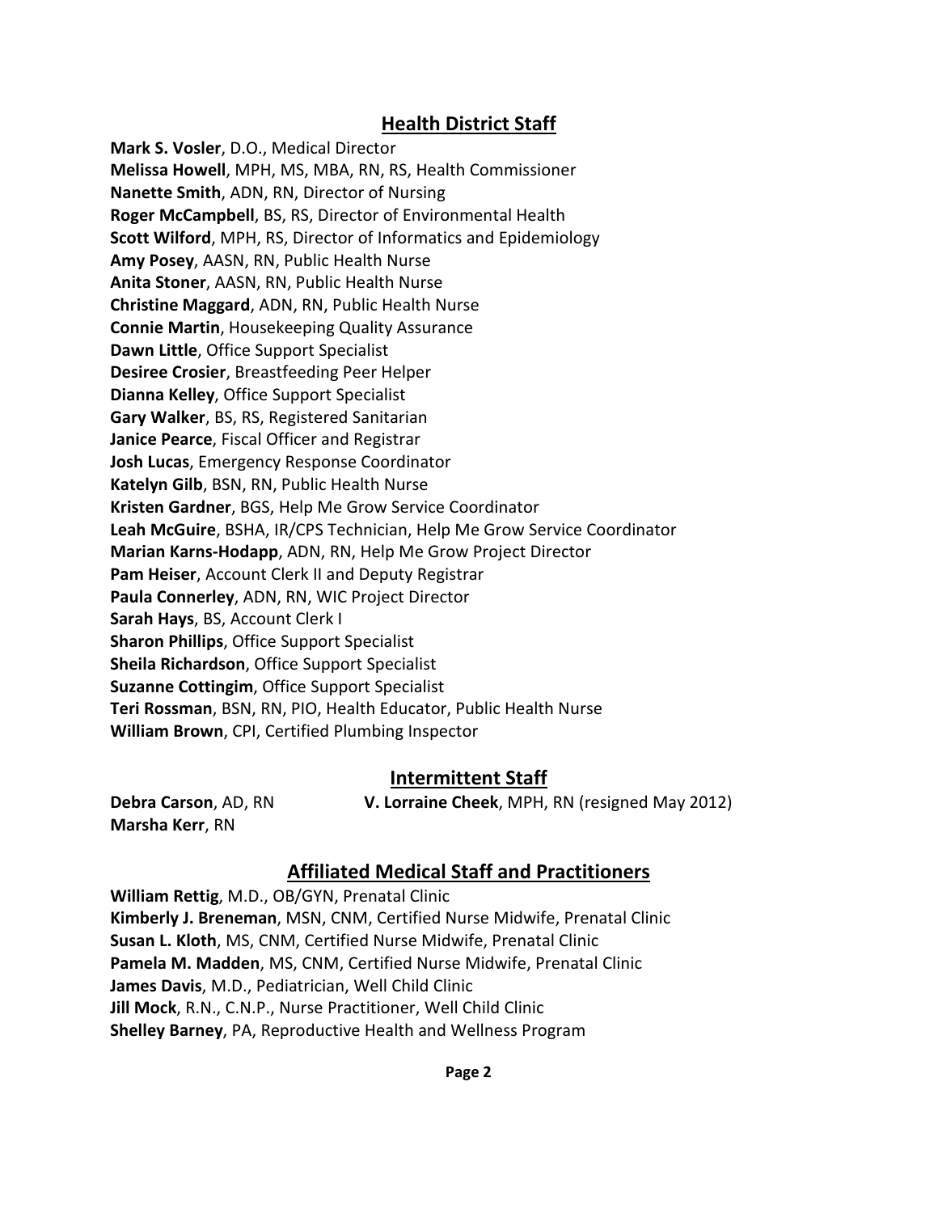## Health District Staff

**Mark S. Vosler**, D.O., Medical Director
**Melissa Howell**, MPH, MS, MBA, RN, RS, Health Commissioner
**Nanette Smith**, ADN, RN, Director of Nursing
**Roger McCampbell**, BS, RS, Director of Environmental Health
**Scott Wilford**, MPH, RS, Director of Informatics and Epidemiology
**Amy Posey**, AASN, RN, Public Health Nurse
**Anita Stoner**, AASN, RN, Public Health Nurse
**Christine Maggard**, ADN, RN, Public Health Nurse
**Connie Martin**, Housekeeping Quality Assurance
**Dawn Little**, Office Support Specialist
**Desiree Crosier**, Breastfeeding Peer Helper
**Dianna Kelley**, Office Support Specialist
**Gary Walker**, BS, RS, Registered Sanitarian
**Janice Pearce**, Fiscal Officer and Registrar
**Josh Lucas**, Emergency Response Coordinator
**Katelyn Gilb**, BSN, RN, Public Health Nurse
**Kristen Gardner**, BGS, Help Me Grow Service Coordinator
**Leah McGuire**, BSHA, IR/CPS Technician, Help Me Grow Service Coordinator
**Marian Karns-Hodapp**, ADN, RN, Help Me Grow Project Director
**Pam Heiser**, Account Clerk II and Deputy Registrar
**Paula Connerley**, ADN, RN, WIC Project Director
**Sarah Hays**, BS, Account Clerk I
**Sharon Phillips**, Office Support Specialist
**Sheila Richardson**, Office Support Specialist
**Suzanne Cottingim**, Office Support Specialist
**Teri Rossman**, BSN, RN, PIO, Health Educator, Public Health Nurse
**William Brown**, CPI, Certified Plumbing Inspector

## Intermittent Staff

**Debra Carson**, AD, RN
**Marsha Kerr**, RN
**V. Lorraine Cheek**, MPH, RN (resigned May 2012)

## Affiliated Medical Staff and Practitioners

**William Rettig**, M.D., OB/GYN, Prenatal Clinic
**Kimberly J. Breneman**, MSN, CNM, Certified Nurse Midwife, Prenatal Clinic
**Susan L. Kloth**, MS, CNM, Certified Nurse Midwife, Prenatal Clinic
**Pamela M. Madden**, MS, CNM, Certified Nurse Midwife, Prenatal Clinic
**James Davis**, M.D., Pediatrician, Well Child Clinic
**Jill Mock**, R.N., C.N.P., Nurse Practitioner, Well Child Clinic
**Shelley Barney**, PA, Reproductive Health and Wellness Program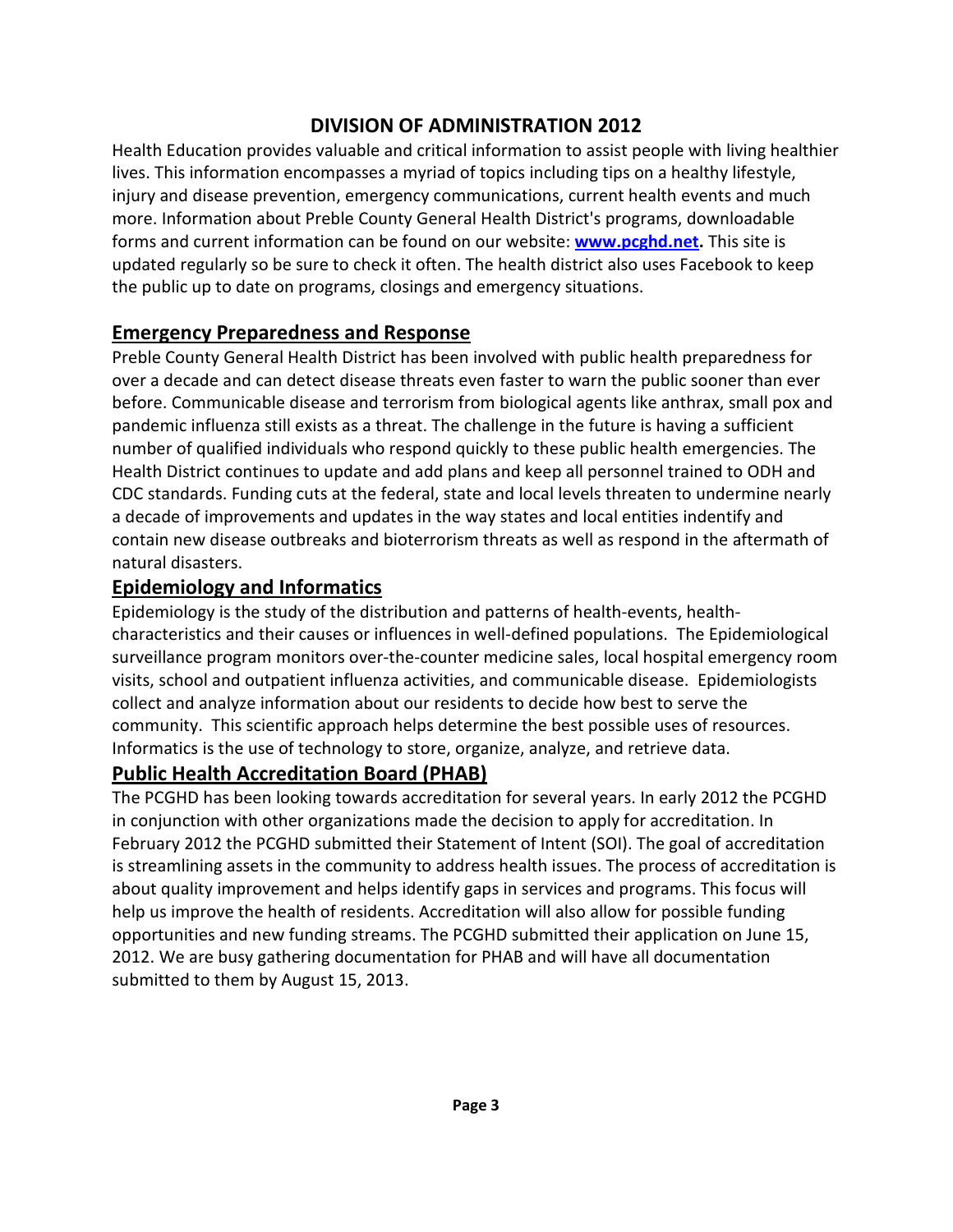# DIVISION OF ADMINISTRATION 2012

Health Education provides valuable and critical information to assist people with living healthier lives. This information encompasses a myriad of topics including tips on a healthy lifestyle, injury and disease prevention, emergency communications, current health events and much more. Information about Preble County General Health District's programs, downloadable forms and current information can be found on our website: **www.pcghd.net.** This site is updated regularly so be sure to check it often. The health district also uses Facebook to keep the public up to date on programs, closings and emergency situations.

## Emergency Preparedness and Response

Preble County General Health District has been involved with public health preparedness for over a decade and can detect disease threats even faster to warn the public sooner than ever before. Communicable disease and terrorism from biological agents like anthrax, small pox and pandemic influenza still exists as a threat. The challenge in the future is having a sufficient number of qualified individuals who respond quickly to these public health emergencies. The Health District continues to update and add plans and keep all personnel trained to ODH and CDC standards. Funding cuts at the federal, state and local levels threaten to undermine nearly a decade of improvements and updates in the way states and local entities indentify and contain new disease outbreaks and bioterrorism threats as well as respond in the aftermath of natural disasters.

## Epidemiology and Informatics

Epidemiology is the study of the distribution and patterns of health-events, health-characteristics and their causes or influences in well-defined populations. The Epidemiological surveillance program monitors over-the-counter medicine sales, local hospital emergency room visits, school and outpatient influenza activities, and communicable disease. Epidemiologists collect and analyze information about our residents to decide how best to serve the community. This scientific approach helps determine the best possible uses of resources. Informatics is the use of technology to store, organize, analyze, and retrieve data.

## Public Health Accreditation Board (PHAB)

The PCGHD has been looking towards accreditation for several years. In early 2012 the PCGHD in conjunction with other organizations made the decision to apply for accreditation. In February 2012 the PCGHD submitted their Statement of Intent (SOI). The goal of accreditation is streamlining assets in the community to address health issues. The process of accreditation is about quality improvement and helps identify gaps in services and programs. This focus will help us improve the health of residents. Accreditation will also allow for possible funding opportunities and new funding streams. The PCGHD submitted their application on June 15, 2012. We are busy gathering documentation for PHAB and will have all documentation submitted to them by August 15, 2013.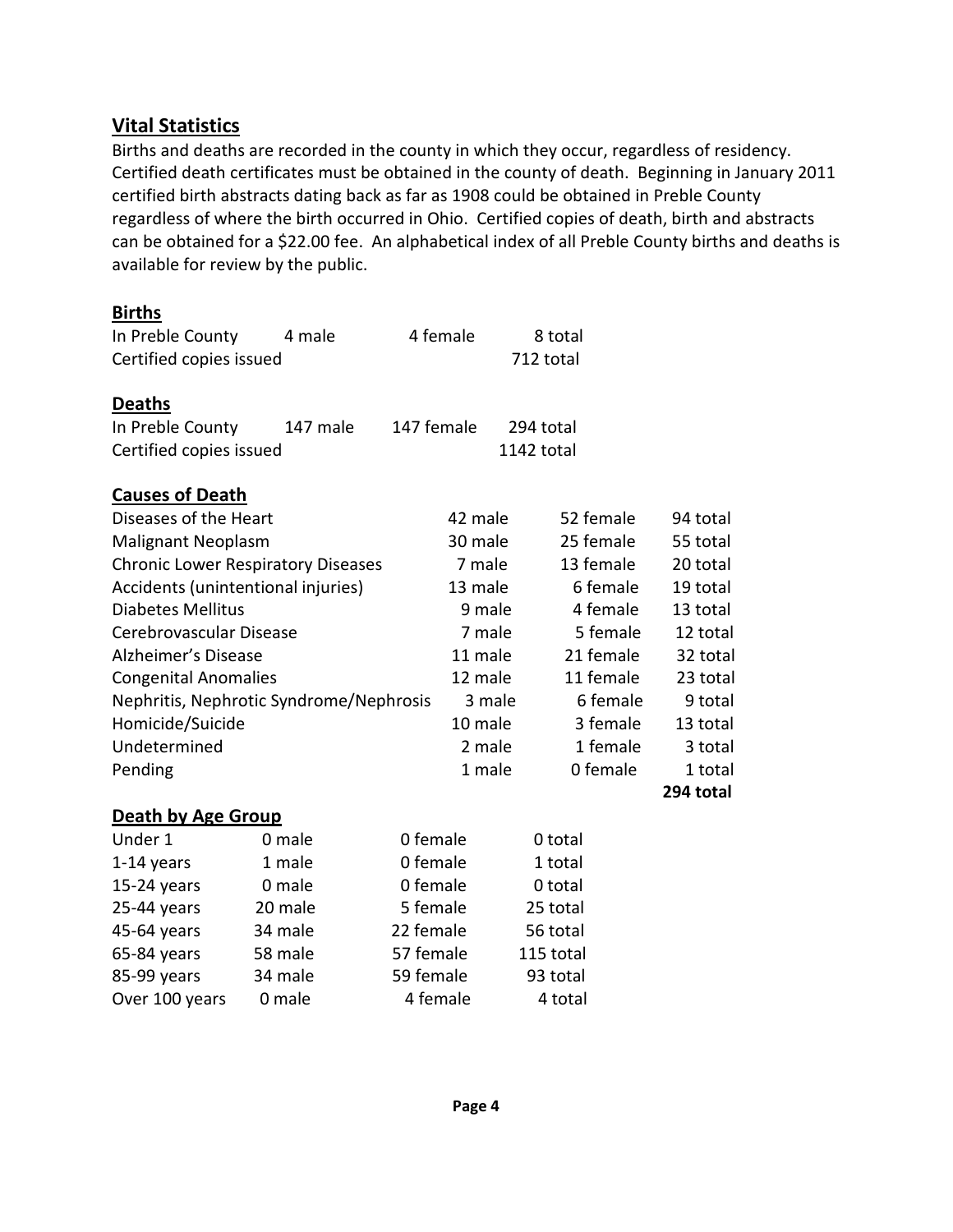## Vital Statistics

Births and deaths are recorded in the county in which they occur, regardless of residency. Certified death certificates must be obtained in the county of death. Beginning in January 2011 certified birth abstracts dating back as far as 1908 could be obtained in Preble County regardless of where the birth occurred in Ohio. Certified copies of death, birth and abstracts can be obtained for a $22.00 fee. An alphabetical index of all Preble County births and deaths is available for review by the public.

### Births

| | | | |
|---|---|---|---|
| In Preble County | 4 male | 4 female | 8 total |
| Certified copies issued | | | 712 total |

### Deaths

| | | | |
|---|---|---|---|
| In Preble County | 147 male | 147 female | 294 total |
| Certified copies issued | | | 1142 total |

### Causes of Death

| | | | |
|---|---|---|---|
| Diseases of the Heart | 42 male | 52 female | 94 total |
| Malignant Neoplasm | 30 male | 25 female | 55 total |
| Chronic Lower Respiratory Diseases | 7 male | 13 female | 20 total |
| Accidents (unintentional injuries) | 13 male | 6 female | 19 total |
| Diabetes Mellitus | 9 male | 4 female | 13 total |
| Cerebrovascular Disease | 7 male | 5 female | 12 total |
| Alzheimer's Disease | 11 male | 21 female | 32 total |
| Congenital Anomalies | 12 male | 11 female | 23 total |
| Nephritis, Nephrotic Syndrome/Nephrosis | 3 male | 6 female | 9 total |
| Homicide/Suicide | 10 male | 3 female | 13 total |
| Undetermined | 2 male | 1 female | 3 total |
| Pending | 1 male | 0 female | 1 total |
| | | | **294 total** |

### Death by Age Group

| | | | |
|---|---|---|---|
| Under 1 | 0 male | 0 female | 0 total |
| 1-14 years | 1 male | 0 female | 1 total |
| 15-24 years | 0 male | 0 female | 0 total |
| 25-44 years | 20 male | 5 female | 25 total |
| 45-64 years | 34 male | 22 female | 56 total |
| 65-84 years | 58 male | 57 female | 115 total |
| 85-99 years | 34 male | 59 female | 93 total |
| Over 100 years | 0 male | 4 female | 4 total |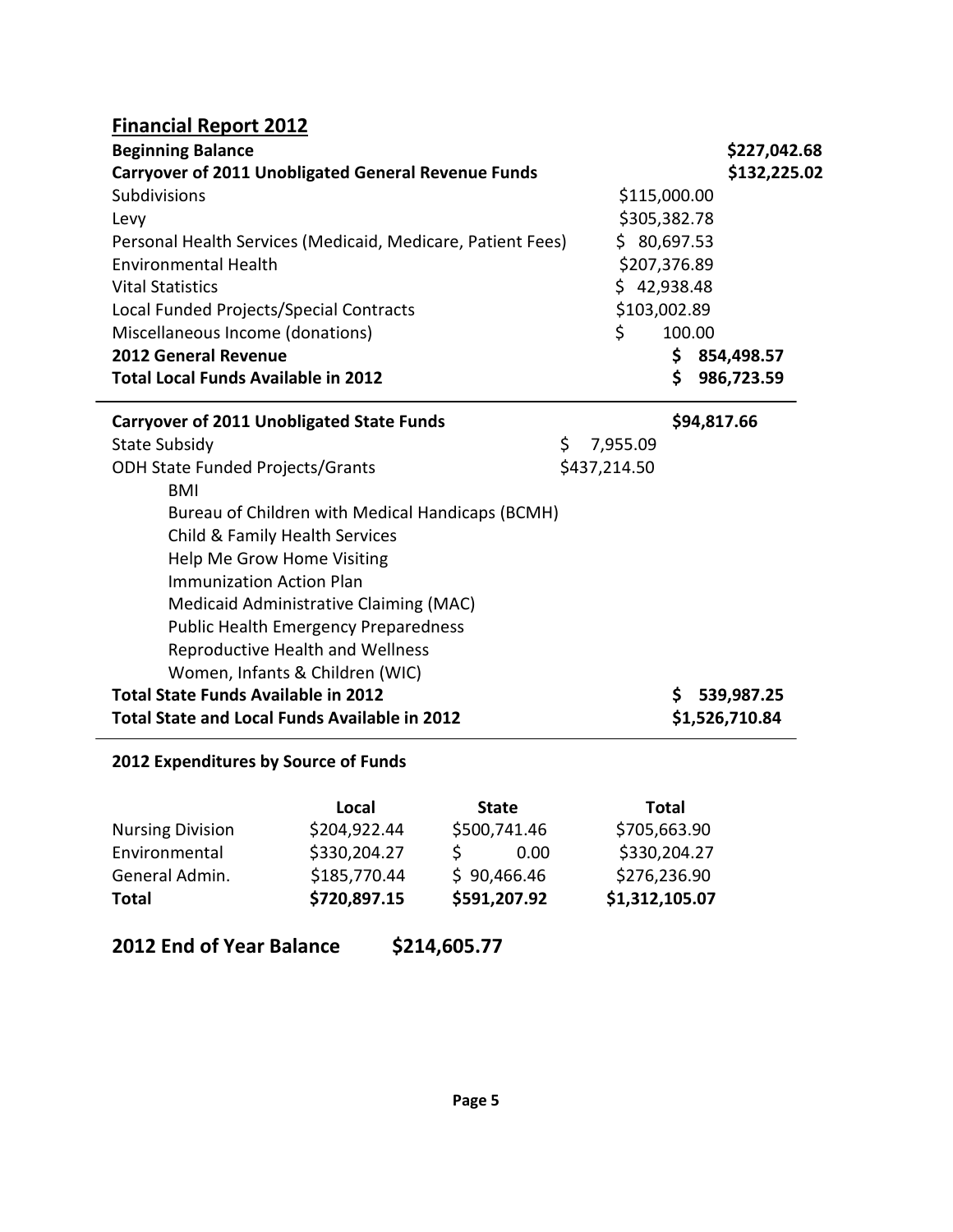## Financial Report 2012

| | | |
|---|---|---|
| **Beginning Balance** | | **$227,042.68** |
| **Carryover of 2011 Unobligated General Revenue Funds** | | **$132,225.02** |
| Subdivisions | $115,000.00 | |
| Levy | $305,382.78 | |
| Personal Health Services (Medicaid, Medicare, Patient Fees) | $ 80,697.53 | |
| Environmental Health | $207,376.89 | |
| Vital Statistics | $ 42,938.48 | |
| Local Funded Projects/Special Contracts | $103,002.89 | |
| Miscellaneous Income (donations) | $ 100.00 | |
| **2012 General Revenue** | **$ 854,498.57** | |
| **Total Local Funds Available in 2012** | **$ 986,723.59** | |

| | | |
|---|---|---|
| **Carryover of 2011 Unobligated State Funds** | | **$94,817.66** |
| State Subsidy | $ 7,955.09 | |
| ODH State Funded Projects/Grants | $437,214.50 | |
| BMI | | |
| Bureau of Children with Medical Handicaps (BCMH) | | |
| Child & Family Health Services | | |
| Help Me Grow Home Visiting | | |
| Immunization Action Plan | | |
| Medicaid Administrative Claiming (MAC) | | |
| Public Health Emergency Preparedness | | |
| Reproductive Health and Wellness | | |
| Women, Infants & Children (WIC) | | |
| **Total State Funds Available in 2012** | | **$ 539,987.25** |
| **Total State and Local Funds Available in 2012** | | **$1,526,710.84** |

### 2012 Expenditures by Source of Funds

| | Local | State | Total |
|---|---|---|---|
| Nursing Division | $204,922.44 | $500,741.46 | $705,663.90 |
| Environmental | $330,204.27 | $ 0.00 | $330,204.27 |
| General Admin. | $185,770.44 | $ 90,466.46 | $276,236.90 |
| **Total** | **$720,897.15** | **$591,207.92** | **$1,312,105.07** |

## 2012 End of Year Balance $214,605.77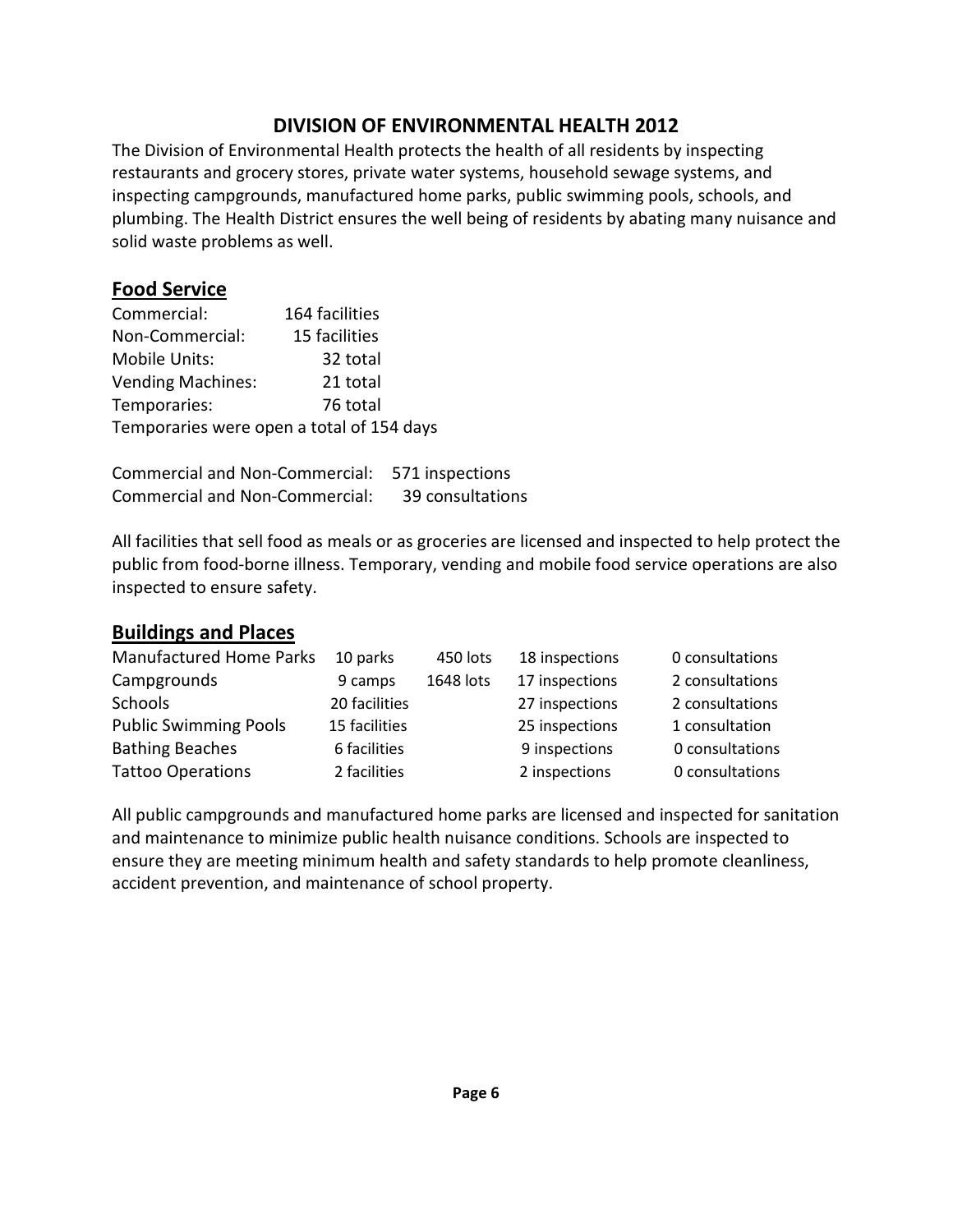# DIVISION OF ENVIRONMENTAL HEALTH 2012

The Division of Environmental Health protects the health of all residents by inspecting restaurants and grocery stores, private water systems, household sewage systems, and inspecting campgrounds, manufactured home parks, public swimming pools, schools, and plumbing. The Health District ensures the well being of residents by abating many nuisance and solid waste problems as well.

## Food Service

| | |
|---|---|
| Commercial: | 164 facilities |
| Non-Commercial: | 15 facilities |
| Mobile Units: | 32 total |
| Vending Machines: | 21 total |
| Temporaries: | 76 total |

Temporaries were open a total of 154 days

| | |
|---|---|
| Commercial and Non-Commercial: | 571 inspections |
| Commercial and Non-Commercial: | 39 consultations |

All facilities that sell food as meals or as groceries are licensed and inspected to help protect the public from food-borne illness. Temporary, vending and mobile food service operations are also inspected to ensure safety.

## Buildings and Places

| | | | | |
|---|---|---|---|---|
| Manufactured Home Parks | 10 parks | 450 lots | 18 inspections | 0 consultations |
| Campgrounds | 9 camps | 1648 lots | 17 inspections | 2 consultations |
| Schools | 20 facilities | | 27 inspections | 2 consultations |
| Public Swimming Pools | 15 facilities | | 25 inspections | 1 consultation |
| Bathing Beaches | 6 facilities | | 9 inspections | 0 consultations |
| Tattoo Operations | 2 facilities | | 2 inspections | 0 consultations |

All public campgrounds and manufactured home parks are licensed and inspected for sanitation and maintenance to minimize public health nuisance conditions. Schools are inspected to ensure they are meeting minimum health and safety standards to help promote cleanliness, accident prevention, and maintenance of school property.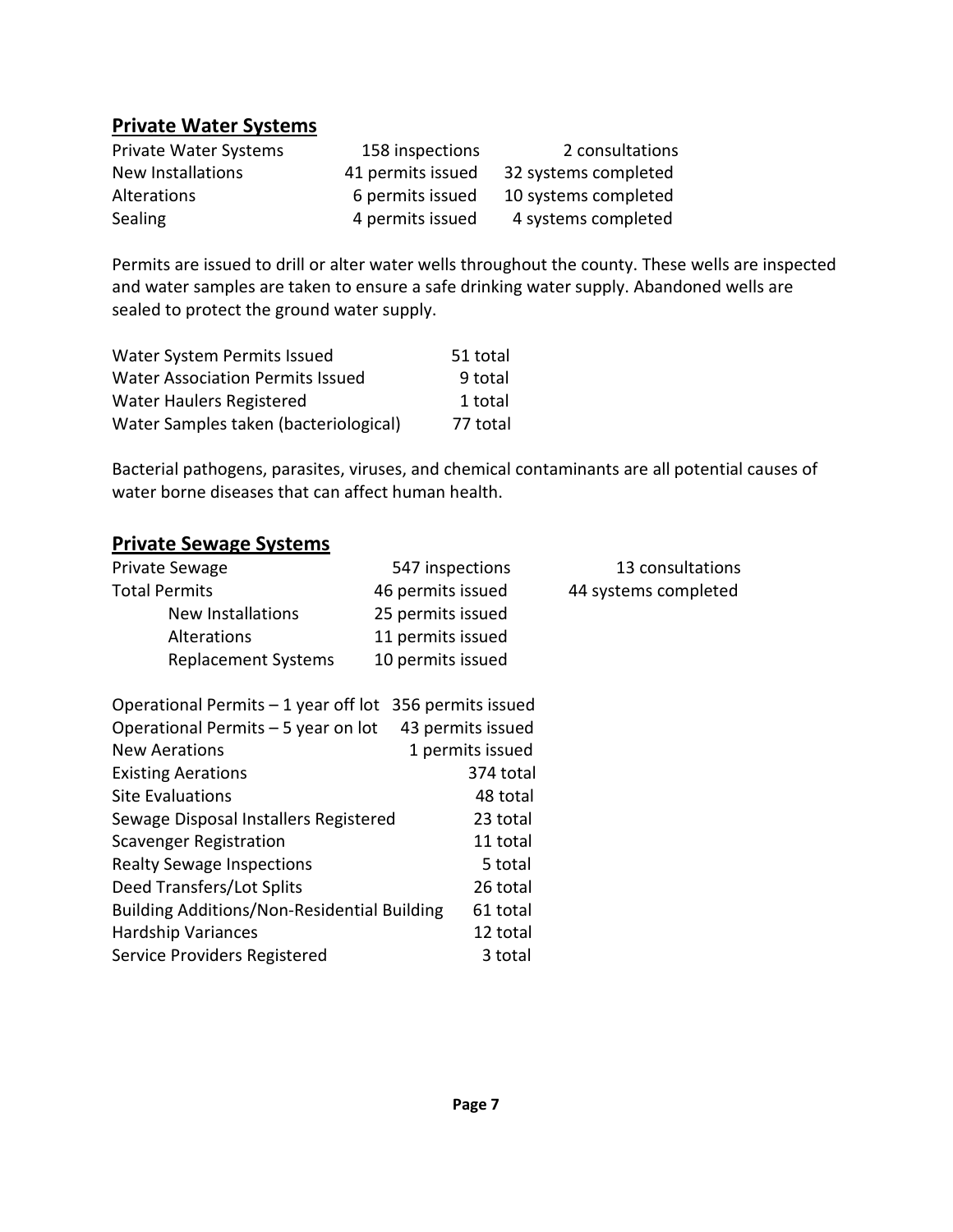## Private Water Systems

| | | |
|---|---|---|
| Private Water Systems | 158 inspections | 2 consultations |
| New Installations | 41 permits issued | 32 systems completed |
| Alterations | 6 permits issued | 10 systems completed |
| Sealing | 4 permits issued | 4 systems completed |

Permits are issued to drill or alter water wells throughout the county. These wells are inspected and water samples are taken to ensure a safe drinking water supply. Abandoned wells are sealed to protect the ground water supply.

| | |
|---|---|
| Water System Permits Issued | 51 total |
| Water Association Permits Issued | 9 total |
| Water Haulers Registered | 1 total |
| Water Samples taken (bacteriological) | 77 total |

Bacterial pathogens, parasites, viruses, and chemical contaminants are all potential causes of water borne diseases that can affect human health.

## Private Sewage Systems

| | | |
|---|---|---|
| Private Sewage | 547 inspections | 13 consultations |
| Total Permits | 46 permits issued | 44 systems completed |
| New Installations | 25 permits issued | |
| Alterations | 11 permits issued | |
| Replacement Systems | 10 permits issued | |

| | |
|---|---|
| Operational Permits – 1 year off lot | 356 permits issued |
| Operational Permits – 5 year on lot | 43 permits issued |
| New Aerations | 1 permits issued |
| Existing Aerations | 374 total |
| Site Evaluations | 48 total |
| Sewage Disposal Installers Registered | 23 total |
| Scavenger Registration | 11 total |
| Realty Sewage Inspections | 5 total |
| Deed Transfers/Lot Splits | 26 total |
| Building Additions/Non-Residential Building | 61 total |
| Hardship Variances | 12 total |
| Service Providers Registered | 3 total |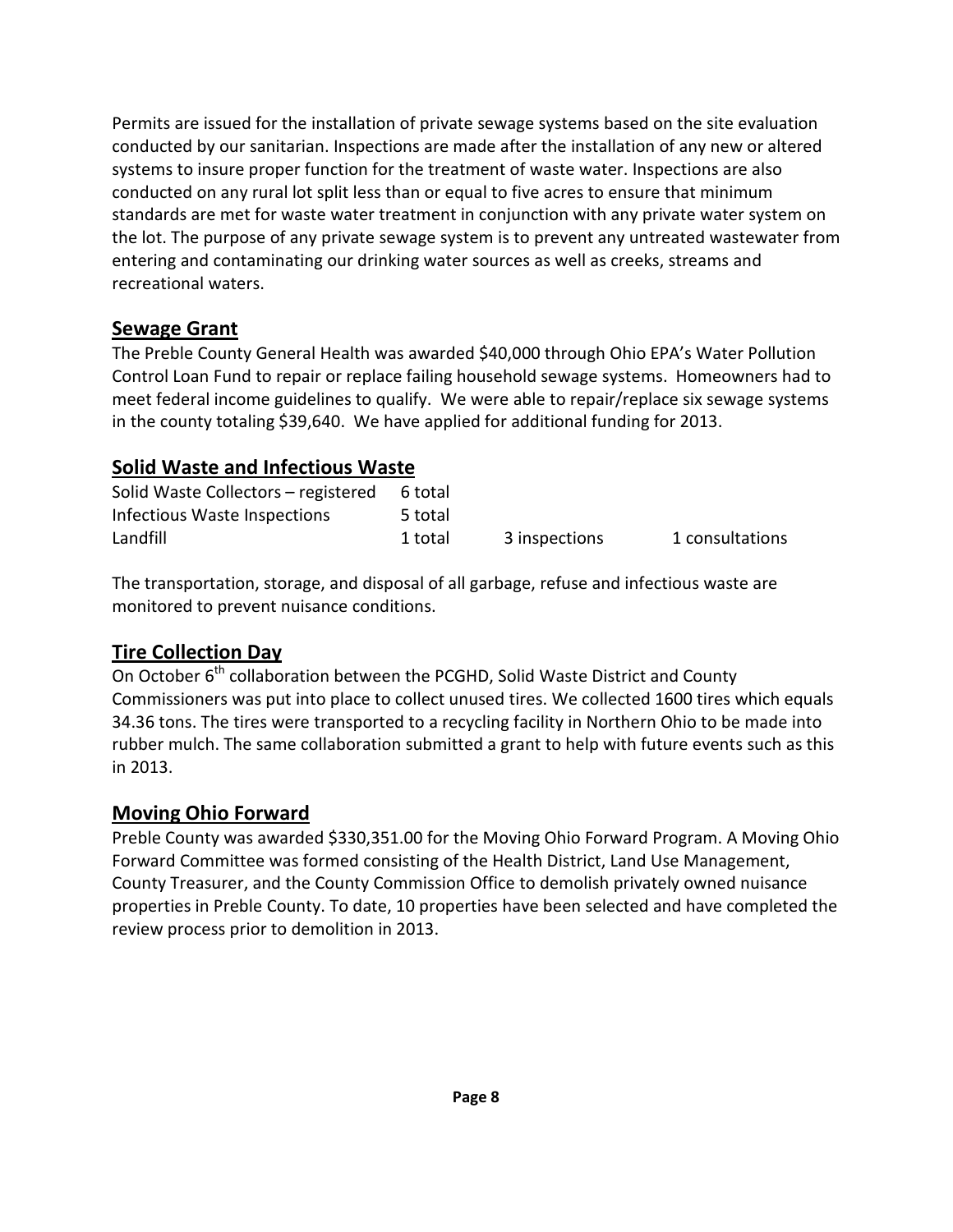Permits are issued for the installation of private sewage systems based on the site evaluation conducted by our sanitarian. Inspections are made after the installation of any new or altered systems to insure proper function for the treatment of waste water. Inspections are also conducted on any rural lot split less than or equal to five acres to ensure that minimum standards are met for waste water treatment in conjunction with any private water system on the lot. The purpose of any private sewage system is to prevent any untreated wastewater from entering and contaminating our drinking water sources as well as creeks, streams and recreational waters.

## Sewage Grant

The Preble County General Health was awarded $40,000 through Ohio EPA's Water Pollution Control Loan Fund to repair or replace failing household sewage systems. Homeowners had to meet federal income guidelines to qualify. We were able to repair/replace six sewage systems in the county totaling $39,640. We have applied for additional funding for 2013.

## Solid Waste and Infectious Waste

| | | | |
|---|---|---|---|
| Solid Waste Collectors – registered | 6 total | | |
| Infectious Waste Inspections | 5 total | | |
| Landfill | 1 total | 3 inspections | 1 consultations |

The transportation, storage, and disposal of all garbage, refuse and infectious waste are monitored to prevent nuisance conditions.

## Tire Collection Day

On October 6th collaboration between the PCGHD, Solid Waste District and County Commissioners was put into place to collect unused tires. We collected 1600 tires which equals 34.36 tons. The tires were transported to a recycling facility in Northern Ohio to be made into rubber mulch. The same collaboration submitted a grant to help with future events such as this in 2013.

## Moving Ohio Forward

Preble County was awarded $330,351.00 for the Moving Ohio Forward Program. A Moving Ohio Forward Committee was formed consisting of the Health District, Land Use Management, County Treasurer, and the County Commission Office to demolish privately owned nuisance properties in Preble County. To date, 10 properties have been selected and have completed the review process prior to demolition in 2013.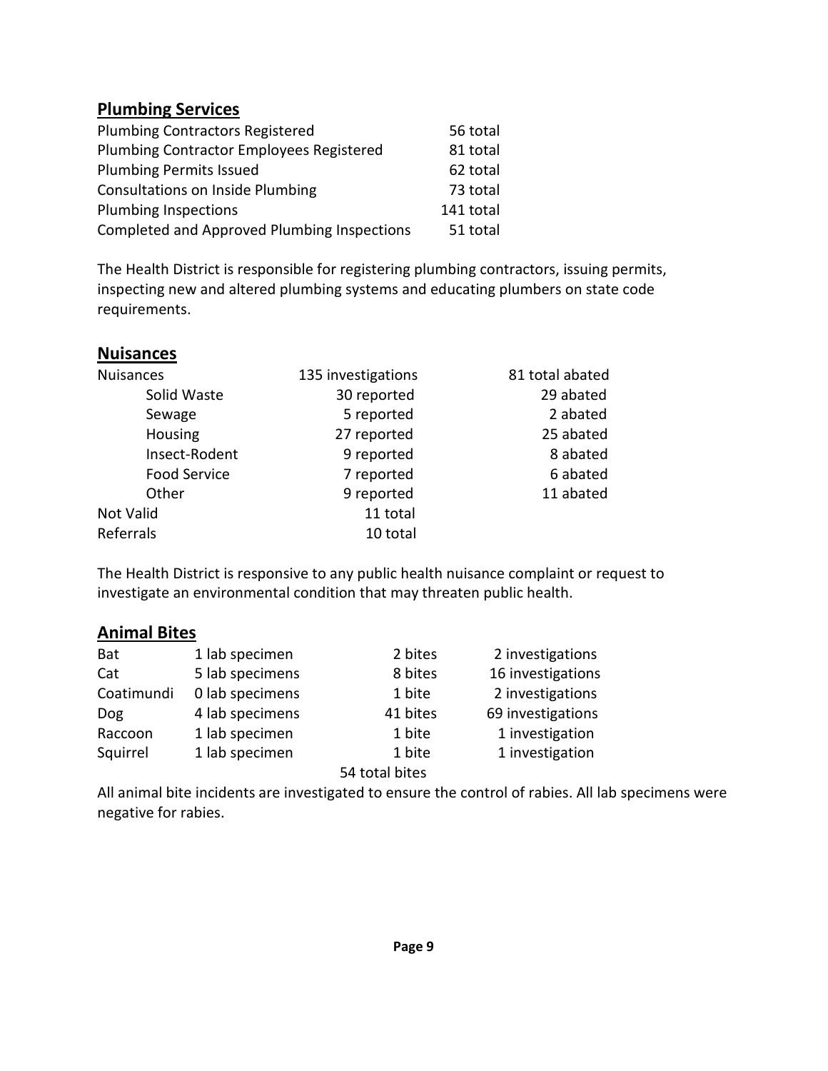## Plumbing Services

| | |
|---|---|
| Plumbing Contractors Registered | 56 total |
| Plumbing Contractor Employees Registered | 81 total |
| Plumbing Permits Issued | 62 total |
| Consultations on Inside Plumbing | 73 total |
| Plumbing Inspections | 141 total |
| Completed and Approved Plumbing Inspections | 51 total |

The Health District is responsible for registering plumbing contractors, issuing permits, inspecting new and altered plumbing systems and educating plumbers on state code requirements.

## Nuisances

| | | |
|---|---|---|
| Nuisances | 135 investigations | 81 total abated |
| Solid Waste | 30 reported | 29 abated |
| Sewage | 5 reported | 2 abated |
| Housing | 27 reported | 25 abated |
| Insect-Rodent | 9 reported | 8 abated |
| Food Service | 7 reported | 6 abated |
| Other | 9 reported | 11 abated |
| Not Valid | 11 total | |
| Referrals | 10 total | |

The Health District is responsive to any public health nuisance complaint or request to investigate an environmental condition that may threaten public health.

## Animal Bites

| | | | |
|---|---|---|---|
| Bat | 1 lab specimen | 2 bites | 2 investigations |
| Cat | 5 lab specimens | 8 bites | 16 investigations |
| Coatimundi | 0 lab specimens | 1 bite | 2 investigations |
| Dog | 4 lab specimens | 41 bites | 69 investigations |
| Raccoon | 1 lab specimen | 1 bite | 1 investigation |
| Squirrel | 1 lab specimen | 1 bite | 1 investigation |
| | | 54 total bites | |

All animal bite incidents are investigated to ensure the control of rabies. All lab specimens were negative for rabies.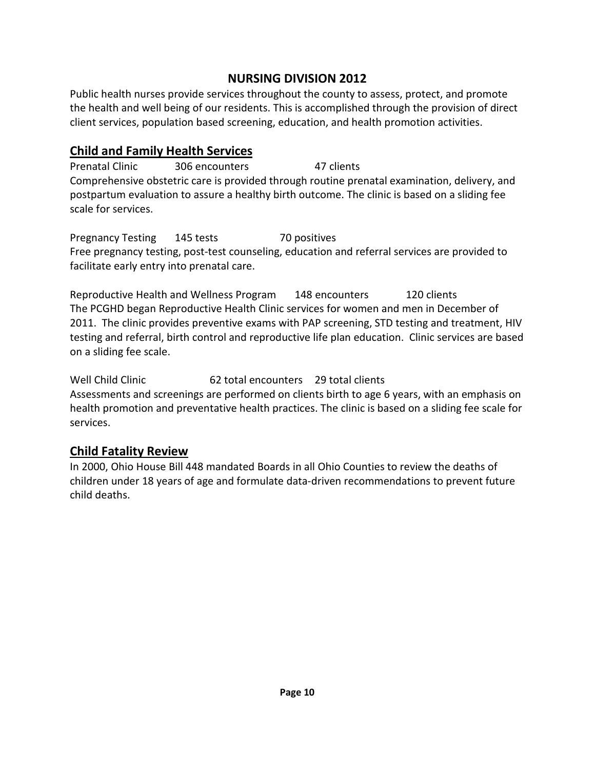# NURSING DIVISION 2012

Public health nurses provide services throughout the county to assess, protect, and promote the health and well being of our residents. This is accomplished through the provision of direct client services, population based screening, education, and health promotion activities.

## Child and Family Health Services

Prenatal Clinic  306 encounters  47 clients

Comprehensive obstetric care is provided through routine prenatal examination, delivery, and postpartum evaluation to assure a healthy birth outcome. The clinic is based on a sliding fee scale for services.

Pregnancy Testing  145 tests  70 positives

Free pregnancy testing, post-test counseling, education and referral services are provided to facilitate early entry into prenatal care.

Reproductive Health and Wellness Program  148 encounters  120 clients

The PCGHD began Reproductive Health Clinic services for women and men in December of 2011. The clinic provides preventive exams with PAP screening, STD testing and treatment, HIV testing and referral, birth control and reproductive life plan education. Clinic services are based on a sliding fee scale.

Well Child Clinic  62 total encounters  29 total clients

Assessments and screenings are performed on clients birth to age 6 years, with an emphasis on health promotion and preventative health practices. The clinic is based on a sliding fee scale for services.

## Child Fatality Review

In 2000, Ohio House Bill 448 mandated Boards in all Ohio Counties to review the deaths of children under 18 years of age and formulate data-driven recommendations to prevent future child deaths.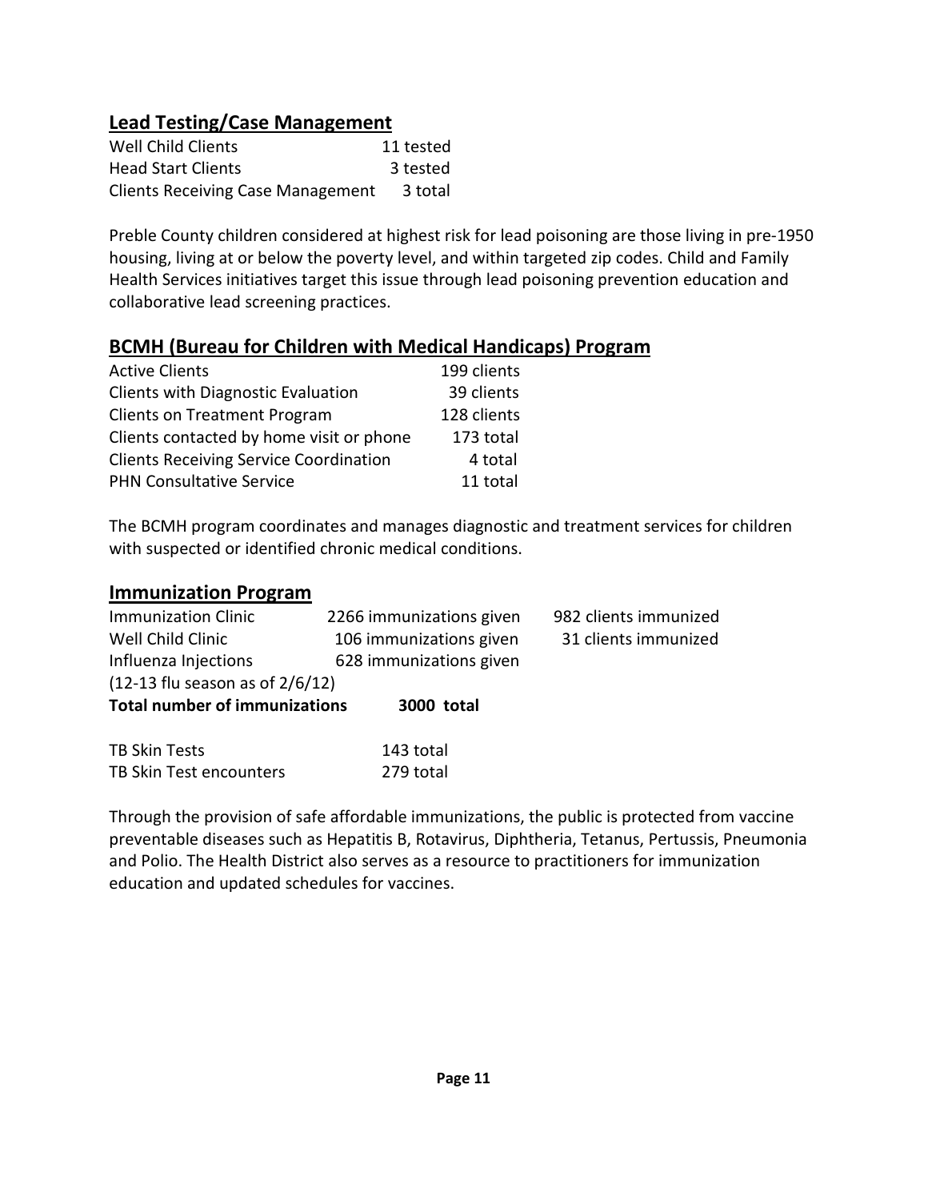## Lead Testing/Case Management

| | |
|---|---|
| Well Child Clients | 11 tested |
| Head Start Clients | 3 tested |
| Clients Receiving Case Management | 3 total |

Preble County children considered at highest risk for lead poisoning are those living in pre-1950 housing, living at or below the poverty level, and within targeted zip codes. Child and Family Health Services initiatives target this issue through lead poisoning prevention education and collaborative lead screening practices.

## BCMH (Bureau for Children with Medical Handicaps) Program

| | |
|---|---|
| Active Clients | 199 clients |
| Clients with Diagnostic Evaluation | 39 clients |
| Clients on Treatment Program | 128 clients |
| Clients contacted by home visit or phone | 173 total |
| Clients Receiving Service Coordination | 4 total |
| PHN Consultative Service | 11 total |

The BCMH program coordinates and manages diagnostic and treatment services for children with suspected or identified chronic medical conditions.

## Immunization Program

| | | |
|---|---|---|
| Immunization Clinic | 2266 immunizations given | 982 clients immunized |
| Well Child Clinic | 106 immunizations given | 31 clients immunized |
| Influenza Injections (12-13 flu season as of 2/6/12) | 628 immunizations given | |
| **Total number of immunizations** | **3000 total** | |

| | |
|---|---|
| TB Skin Tests | 143 total |
| TB Skin Test encounters | 279 total |

Through the provision of safe affordable immunizations, the public is protected from vaccine preventable diseases such as Hepatitis B, Rotavirus, Diphtheria, Tetanus, Pertussis, Pneumonia and Polio. The Health District also serves as a resource to practitioners for immunization education and updated schedules for vaccines.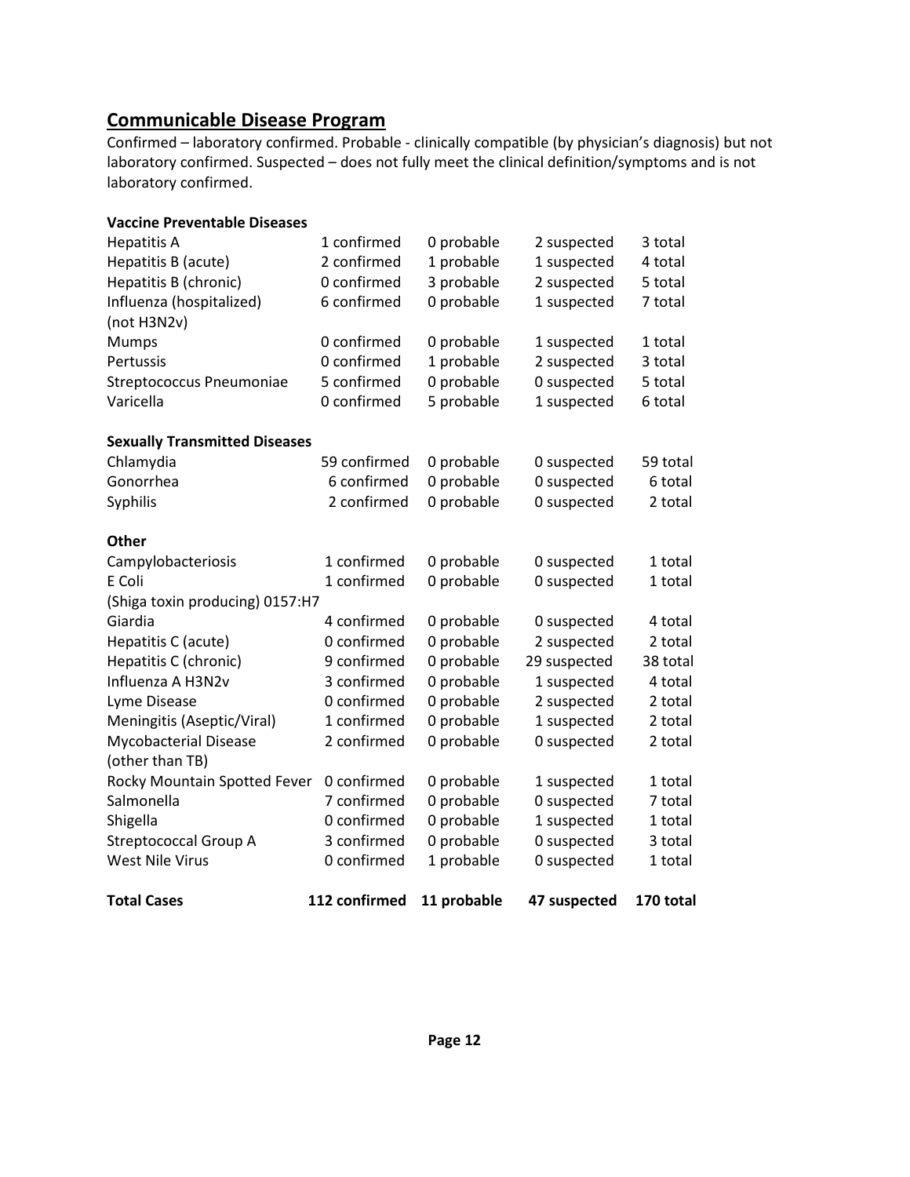## Communicable Disease Program

Confirmed – laboratory confirmed. Probable - clinically compatible (by physician's diagnosis) but not laboratory confirmed. Suspected – does not fully meet the clinical definition/symptoms and is not laboratory confirmed.

| | | | | |
|---|---|---|---|---|
| **Vaccine Preventable Diseases** | | | | |
| Hepatitis A | 1 confirmed | 0 probable | 2 suspected | 3 total |
| Hepatitis B (acute) | 2 confirmed | 1 probable | 1 suspected | 4 total |
| Hepatitis B (chronic) | 0 confirmed | 3 probable | 2 suspected | 5 total |
| Influenza (hospitalized) (not H3N2v) | 6 confirmed | 0 probable | 1 suspected | 7 total |
| Mumps | 0 confirmed | 0 probable | 1 suspected | 1 total |
| Pertussis | 0 confirmed | 1 probable | 2 suspected | 3 total |
| Streptococcus Pneumoniae | 5 confirmed | 0 probable | 0 suspected | 5 total |
| Varicella | 0 confirmed | 5 probable | 1 suspected | 6 total |
| **Sexually Transmitted Diseases** | | | | |
| Chlamydia | 59 confirmed | 0 probable | 0 suspected | 59 total |
| Gonorrhea | 6 confirmed | 0 probable | 0 suspected | 6 total |
| Syphilis | 2 confirmed | 0 probable | 0 suspected | 2 total |
| **Other** | | | | |
| Campylobacteriosis | 1 confirmed | 0 probable | 0 suspected | 1 total |
| E Coli (Shiga toxin producing) 0157:H7 | 1 confirmed | 0 probable | 0 suspected | 1 total |
| Giardia | 4 confirmed | 0 probable | 0 suspected | 4 total |
| Hepatitis C (acute) | 0 confirmed | 0 probable | 2 suspected | 2 total |
| Hepatitis C (chronic) | 9 confirmed | 0 probable | 29 suspected | 38 total |
| Influenza A H3N2v | 3 confirmed | 0 probable | 1 suspected | 4 total |
| Lyme Disease | 0 confirmed | 0 probable | 2 suspected | 2 total |
| Meningitis (Aseptic/Viral) | 1 confirmed | 0 probable | 1 suspected | 2 total |
| Mycobacterial Disease (other than TB) | 2 confirmed | 0 probable | 0 suspected | 2 total |
| Rocky Mountain Spotted Fever | 0 confirmed | 0 probable | 1 suspected | 1 total |
| Salmonella | 7 confirmed | 0 probable | 0 suspected | 7 total |
| Shigella | 0 confirmed | 0 probable | 1 suspected | 1 total |
| Streptococcal Group A | 3 confirmed | 0 probable | 0 suspected | 3 total |
| West Nile Virus | 0 confirmed | 1 probable | 0 suspected | 1 total |
| **Total Cases** | **112 confirmed** | **11 probable** | **47 suspected** | **170 total** |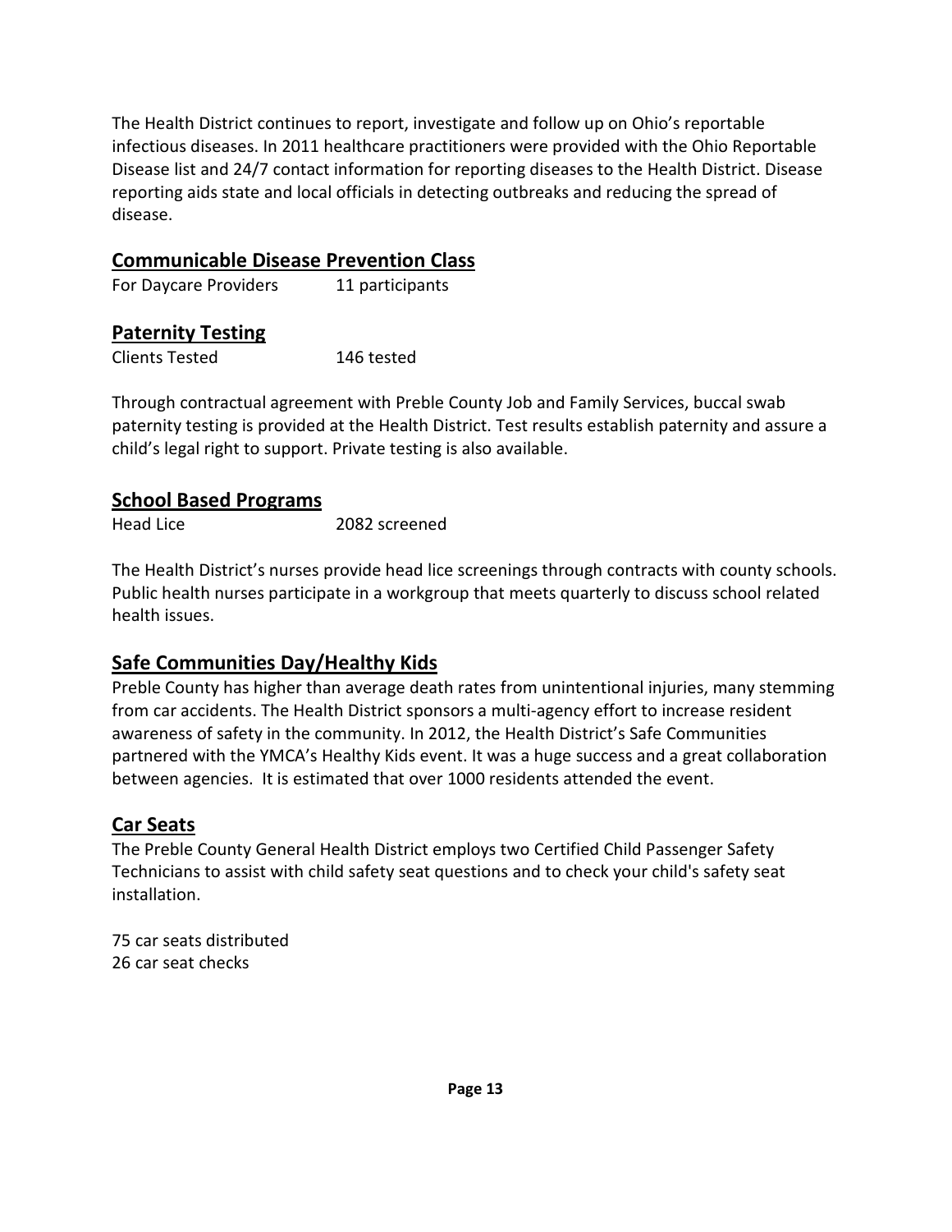The Health District continues to report, investigate and follow up on Ohio's reportable infectious diseases. In 2011 healthcare practitioners were provided with the Ohio Reportable Disease list and 24/7 contact information for reporting diseases to the Health District. Disease reporting aids state and local officials in detecting outbreaks and reducing the spread of disease.

## Communicable Disease Prevention Class

For Daycare Providers 11 participants

## Paternity Testing

Clients Tested 146 tested

Through contractual agreement with Preble County Job and Family Services, buccal swab paternity testing is provided at the Health District. Test results establish paternity and assure a child's legal right to support. Private testing is also available.

## School Based Programs

Head Lice 2082 screened

The Health District's nurses provide head lice screenings through contracts with county schools. Public health nurses participate in a workgroup that meets quarterly to discuss school related health issues.

## Safe Communities Day/Healthy Kids

Preble County has higher than average death rates from unintentional injuries, many stemming from car accidents. The Health District sponsors a multi-agency effort to increase resident awareness of safety in the community. In 2012, the Health District's Safe Communities partnered with the YMCA's Healthy Kids event. It was a huge success and a great collaboration between agencies. It is estimated that over 1000 residents attended the event.

## Car Seats

The Preble County General Health District employs two Certified Child Passenger Safety Technicians to assist with child safety seat questions and to check your child's safety seat installation.

75 car seats distributed
26 car seat checks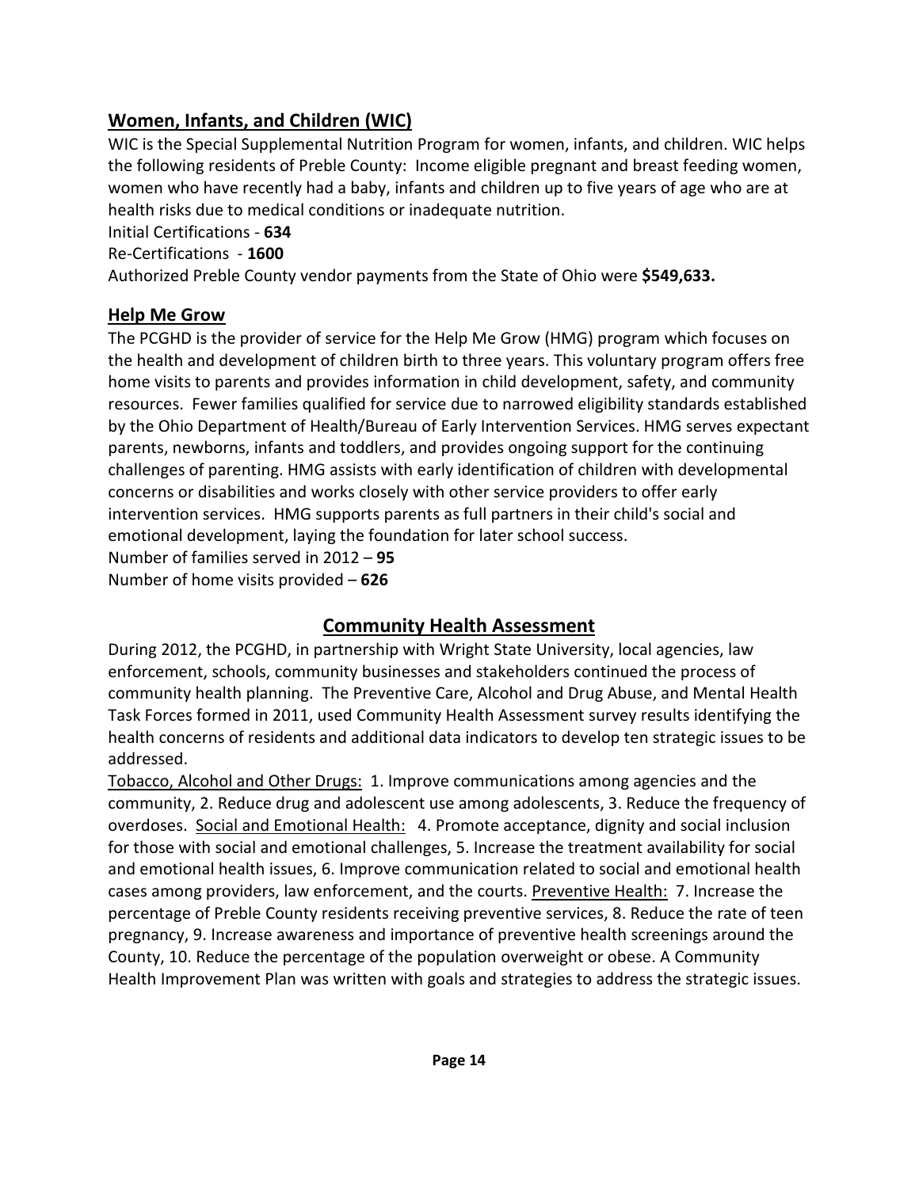## Women, Infants, and Children (WIC)

WIC is the Special Supplemental Nutrition Program for women, infants, and children. WIC helps the following residents of Preble County: Income eligible pregnant and breast feeding women, women who have recently had a baby, infants and children up to five years of age who are at health risks due to medical conditions or inadequate nutrition.

Initial Certifications - **634**

Re-Certifications - **1600**

Authorized Preble County vendor payments from the State of Ohio were **$549,633.**

## Help Me Grow

The PCGHD is the provider of service for the Help Me Grow (HMG) program which focuses on the health and development of children birth to three years. This voluntary program offers free home visits to parents and provides information in child development, safety, and community resources. Fewer families qualified for service due to narrowed eligibility standards established by the Ohio Department of Health/Bureau of Early Intervention Services. HMG serves expectant parents, newborns, infants and toddlers, and provides ongoing support for the continuing challenges of parenting. HMG assists with early identification of children with developmental concerns or disabilities and works closely with other service providers to offer early intervention services. HMG supports parents as full partners in their child's social and emotional development, laying the foundation for later school success.

Number of families served in 2012 – **95**

Number of home visits provided – **626**

## Community Health Assessment

During 2012, the PCGHD, in partnership with Wright State University, local agencies, law enforcement, schools, community businesses and stakeholders continued the process of community health planning. The Preventive Care, Alcohol and Drug Abuse, and Mental Health Task Forces formed in 2011, used Community Health Assessment survey results identifying the health concerns of residents and additional data indicators to develop ten strategic issues to be addressed.

<u>Tobacco, Alcohol and Other Drugs:</u> 1. Improve communications among agencies and the community, 2. Reduce drug and adolescent use among adolescents, 3. Reduce the frequency of overdoses. <u>Social and Emotional Health:</u> 4. Promote acceptance, dignity and social inclusion for those with social and emotional challenges, 5. Increase the treatment availability for social and emotional health issues, 6. Improve communication related to social and emotional health cases among providers, law enforcement, and the courts. <u>Preventive Health:</u> 7. Increase the percentage of Preble County residents receiving preventive services, 8. Reduce the rate of teen pregnancy, 9. Increase awareness and importance of preventive health screenings around the County, 10. Reduce the percentage of the population overweight or obese. A Community Health Improvement Plan was written with goals and strategies to address the strategic issues.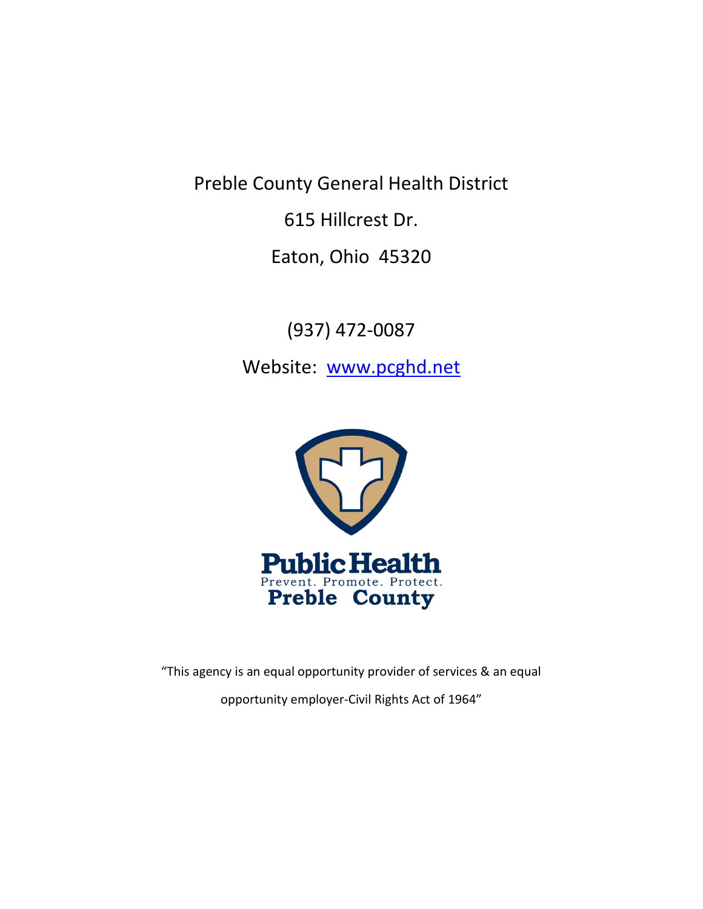Preble County General Health District

615 Hillcrest Dr.

Eaton, Ohio 45320

(937) 472-0087

Website: [www.pcghd.net](http://www.pcghd.net)

Public Health

Prevent. Promote. Protect.

Preble County

"This agency is an equal opportunity provider of services & an equal opportunity employer-Civil Rights Act of 1964"